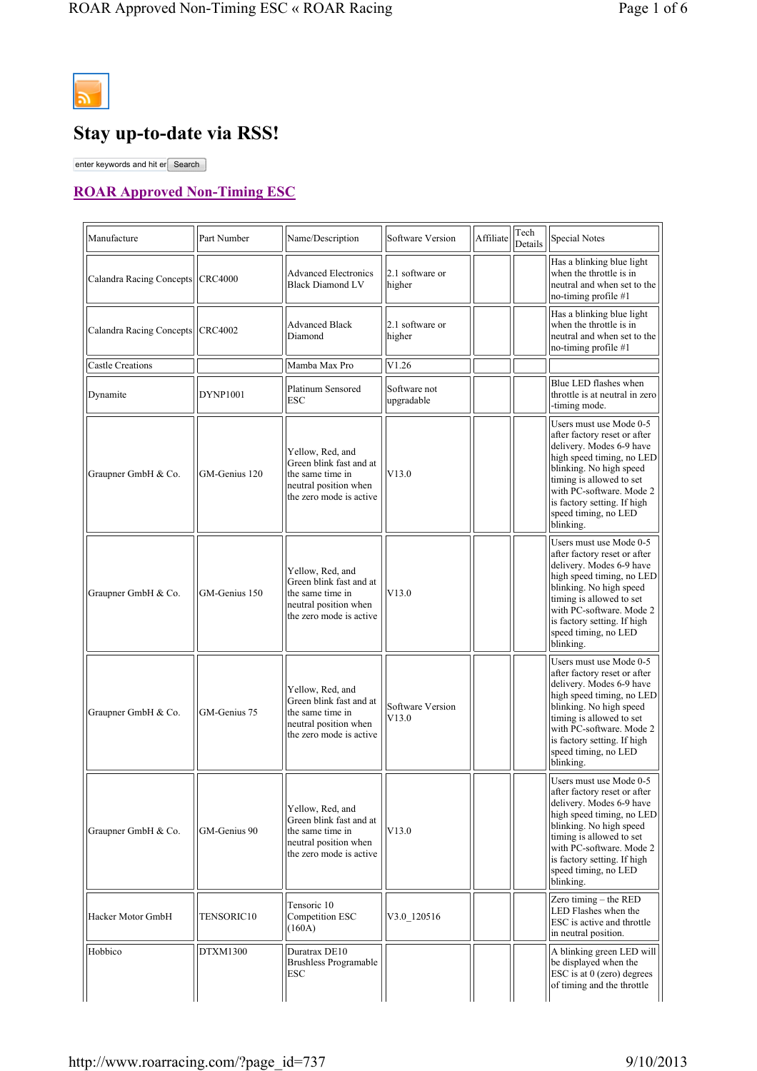# Stay up-to-date via RSS!

enter keywords and hit er Search

## ROAR Approved Non-Timing ESC

| Manufacture | Part Number | Name/Description | Software Version | Affiliate | Tech Details | Special Notes |
|---|---|---|---|---|---|---|
| Calandra Racing Concepts | CRC4000 | Advanced Electronics Black Diamond LV | 2.1 software or higher | | | Has a blinking blue light when the throttle is in neutral and when set to the no-timing profile #1 |
| Calandra Racing Concepts | CRC4002 | Advanced Black Diamond | 2.1 software or higher | | | Has a blinking blue light when the throttle is in neutral and when set to the no-timing profile #1 |
| Castle Creations | | Mamba Max Pro | V1.26 | | | |
| Dynamite | DYNP1001 | Platinum Sensored ESC | Software not upgradable | | | Blue LED flashes when throttle is at neutral in zero -timing mode. |
| Graupner GmbH & Co. | GM-Genius 120 | Yellow, Red, and Green blink fast and at the same time in neutral position when the zero mode is active | V13.0 | | | Users must use Mode 0-5 after factory reset or after delivery. Modes 6-9 have high speed timing, no LED blinking. No high speed timing is allowed to set with PC-software. Mode 2 is factory setting. If high speed timing, no LED blinking. |
| Graupner GmbH & Co. | GM-Genius 150 | Yellow, Red, and Green blink fast and at the same time in neutral position when the zero mode is active | V13.0 | | | Users must use Mode 0-5 after factory reset or after delivery. Modes 6-9 have high speed timing, no LED blinking. No high speed timing is allowed to set with PC-software. Mode 2 is factory setting. If high speed timing, no LED blinking. |
| Graupner GmbH & Co. | GM-Genius 75 | Yellow, Red, and Green blink fast and at the same time in neutral position when the zero mode is active | Software Version V13.0 | | | Users must use Mode 0-5 after factory reset or after delivery. Modes 6-9 have high speed timing, no LED blinking. No high speed timing is allowed to set with PC-software. Mode 2 is factory setting. If high speed timing, no LED blinking. |
| Graupner GmbH & Co. | GM-Genius 90 | Yellow, Red, and Green blink fast and at the same time in neutral position when the zero mode is active | V13.0 | | | Users must use Mode 0-5 after factory reset or after delivery. Modes 6-9 have high speed timing, no LED blinking. No high speed timing is allowed to set with PC-software. Mode 2 is factory setting. If high speed timing, no LED blinking. |
| Hacker Motor GmbH | TENSORIC10 | Tensoric 10 Competition ESC (160A) | V3.0_120516 | | | Zero timing – the RED LED Flashes when the ESC is active and throttle in neutral position. |
| Hobbico | DTXM1300 | Duratrax DE10 Brushless Programable ESC | | | | A blinking green LED will be displayed when the ESC is at 0 (zero) degrees of timing and the throttle |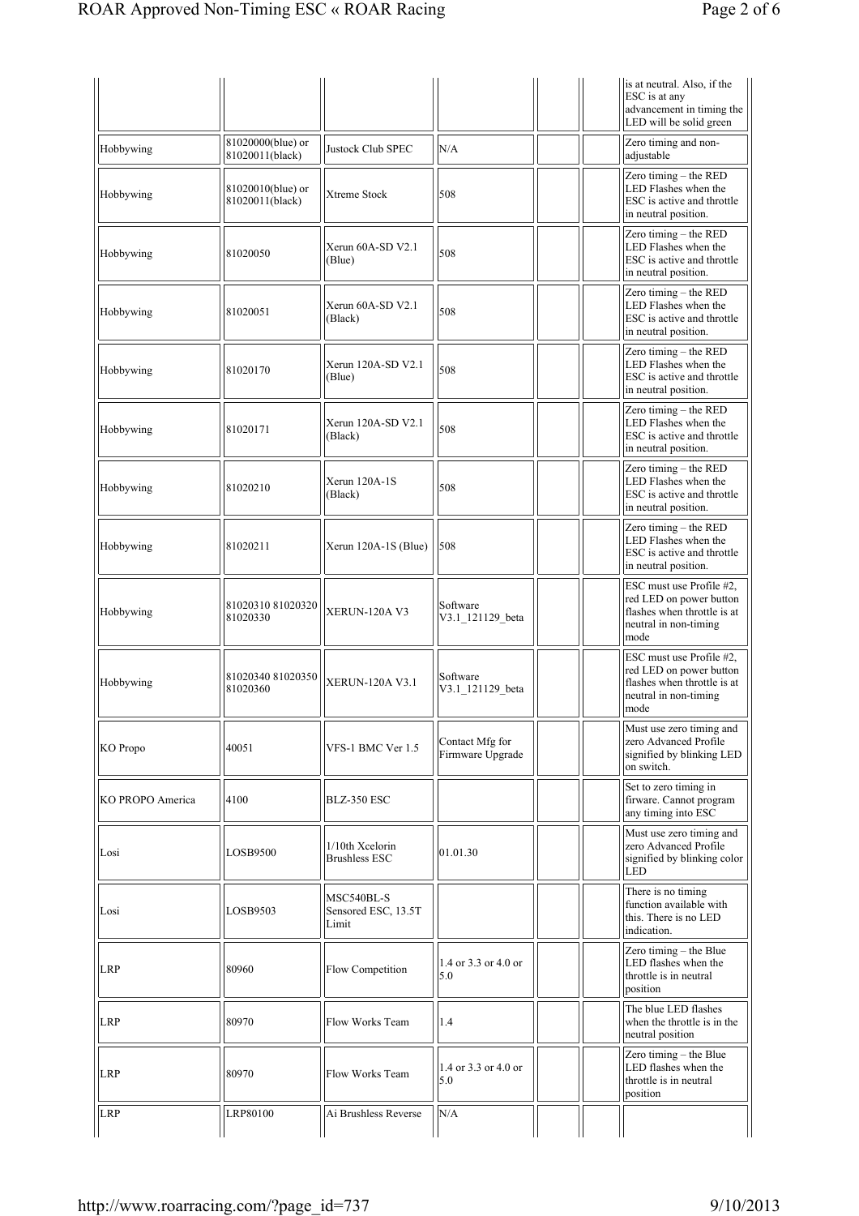| | | | | | | |
|---|---|---|---|---|---|---|
| | | | | | | is at neutral. Also, if the ESC is at any advancement in timing the LED will be solid green |
| Hobbywing | 81020000(blue) or 81020011(black) | Justock Club SPEC | N/A | | | Zero timing and non-adjustable |
| Hobbywing | 81020010(blue) or 81020011(black) | Xtreme Stock | 508 | | | Zero timing – the RED LED Flashes when the ESC is active and throttle in neutral position. |
| Hobbywing | 81020050 | Xerun 60A-SD V2.1 (Blue) | 508 | | | Zero timing – the RED LED Flashes when the ESC is active and throttle in neutral position. |
| Hobbywing | 81020051 | Xerun 60A-SD V2.1 (Black) | 508 | | | Zero timing – the RED LED Flashes when the ESC is active and throttle in neutral position. |
| Hobbywing | 81020170 | Xerun 120A-SD V2.1 (Blue) | 508 | | | Zero timing – the RED LED Flashes when the ESC is active and throttle in neutral position. |
| Hobbywing | 81020171 | Xerun 120A-SD V2.1 (Black) | 508 | | | Zero timing – the RED LED Flashes when the ESC is active and throttle in neutral position. |
| Hobbywing | 81020210 | Xerun 120A-1S (Black) | 508 | | | Zero timing – the RED LED Flashes when the ESC is active and throttle in neutral position. |
| Hobbywing | 81020211 | Xerun 120A-1S (Blue) | 508 | | | Zero timing – the RED LED Flashes when the ESC is active and throttle in neutral position. |
| Hobbywing | 81020310 81020320 81020330 | XERUN-120A V3 | Software V3.1_121129_beta | | | ESC must use Profile #2, red LED on power button flashes when throttle is at neutral in non-timing mode |
| Hobbywing | 81020340 81020350 81020360 | XERUN-120A V3.1 | Software V3.1_121129_beta | | | ESC must use Profile #2, red LED on power button flashes when throttle is at neutral in non-timing mode |
| KO Propo | 40051 | VFS-1 BMC Ver 1.5 | Contact Mfg for Firmware Upgrade | | | Must use zero timing and zero Advanced Profile signified by blinking LED on switch. |
| KO PROPO America | 4100 | BLZ-350 ESC | | | | Set to zero timing in firware. Cannot program any timing into ESC |
| Losi | LOSB9500 | 1/10th Xcelorin Brushless ESC | 01.01.30 | | | Must use zero timing and zero Advanced Profile signified by blinking color LED |
| Losi | LOSB9503 | MSC540BL-S Sensored ESC, 13.5T Limit | | | | There is no timing function available with this. There is no LED indication. |
| LRP | 80960 | Flow Competition | 1.4 or 3.3 or 4.0 or 5.0 | | | Zero timing – the Blue LED flashes when the throttle is in neutral position |
| LRP | 80970 | Flow Works Team | 1.4 | | | The blue LED flashes when the throttle is in the neutral position |
| LRP | 80970 | Flow Works Team | 1.4 or 3.3 or 4.0 or 5.0 | | | Zero timing – the Blue LED flashes when the throttle is in neutral position |
| LRP | LRP80100 | Ai Brushless Reverse | N/A | | | |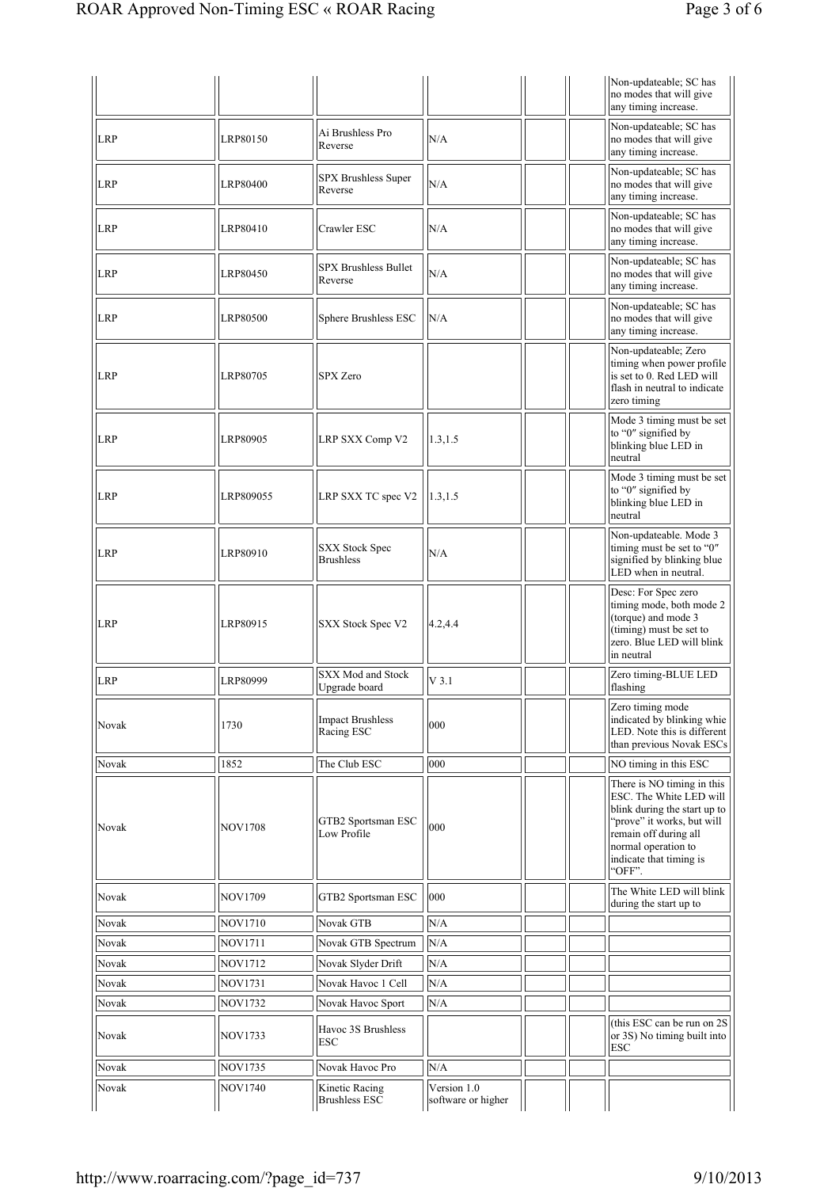| | | | | | | |
|---|---|---|---|---|---|---|
| | | | | | | Non-updateable; SC has no modes that will give any timing increase. |
| LRP | LRP80150 | Ai Brushless Pro Reverse | N/A | | | Non-updateable; SC has no modes that will give any timing increase. |
| LRP | LRP80400 | SPX Brushless Super Reverse | N/A | | | Non-updateable; SC has no modes that will give any timing increase. |
| LRP | LRP80410 | Crawler ESC | N/A | | | Non-updateable; SC has no modes that will give any timing increase. |
| LRP | LRP80450 | SPX Brushless Bullet Reverse | N/A | | | Non-updateable; SC has no modes that will give any timing increase. |
| LRP | LRP80500 | Sphere Brushless ESC | N/A | | | Non-updateable; SC has no modes that will give any timing increase. |
| LRP | LRP80705 | SPX Zero | | | | Non-updateable; Zero timing when power profile is set to 0. Red LED will flash in neutral to indicate zero timing |
| LRP | LRP80905 | LRP SXX Comp V2 | 1.3,1.5 | | | Mode 3 timing must be set to "0″ signified by blinking blue LED in neutral |
| LRP | LRP809055 | LRP SXX TC spec V2 | 1.3,1.5 | | | Mode 3 timing must be set to "0″ signified by blinking blue LED in neutral |
| LRP | LRP80910 | SXX Stock Spec Brushless | N/A | | | Non-updateable. Mode 3 timing must be set to "0″ signified by blinking blue LED when in neutral. |
| LRP | LRP80915 | SXX Stock Spec V2 | 4.2,4.4 | | | Desc: For Spec zero timing mode, both mode 2 (torque) and mode 3 (timing) must be set to zero. Blue LED will blink in neutral |
| LRP | LRP80999 | SXX Mod and Stock Upgrade board | V 3.1 | | | Zero timing-BLUE LED flashing |
| Novak | 1730 | Impact Brushless Racing ESC | 000 | | | Zero timing mode indicated by blinking whie LED. Note this is different than previous Novak ESCs |
| Novak | 1852 | The Club ESC | 000 | | | NO timing in this ESC |
| Novak | NOV1708 | GTB2 Sportsman ESC Low Profile | 000 | | | There is NO timing in this ESC. The White LED will blink during the start up to "prove" it works, but will remain off during all normal operation to indicate that timing is "OFF". |
| Novak | NOV1709 | GTB2 Sportsman ESC | 000 | | | The White LED will blink during the start up to |
| Novak | NOV1710 | Novak GTB | N/A | | | |
| Novak | NOV1711 | Novak GTB Spectrum | N/A | | | |
| Novak | NOV1712 | Novak Slyder Drift | N/A | | | |
| Novak | NOV1731 | Novak Havoc 1 Cell | N/A | | | |
| Novak | NOV1732 | Novak Havoc Sport | N/A | | | |
| Novak | NOV1733 | Havoc 3S Brushless ESC | | | | (this ESC can be run on 2S or 3S) No timing built into ESC |
| Novak | NOV1735 | Novak Havoc Pro | N/A | | | |
| Novak | NOV1740 | Kinetic Racing Brushless ESC | Version 1.0 software or higher | | | |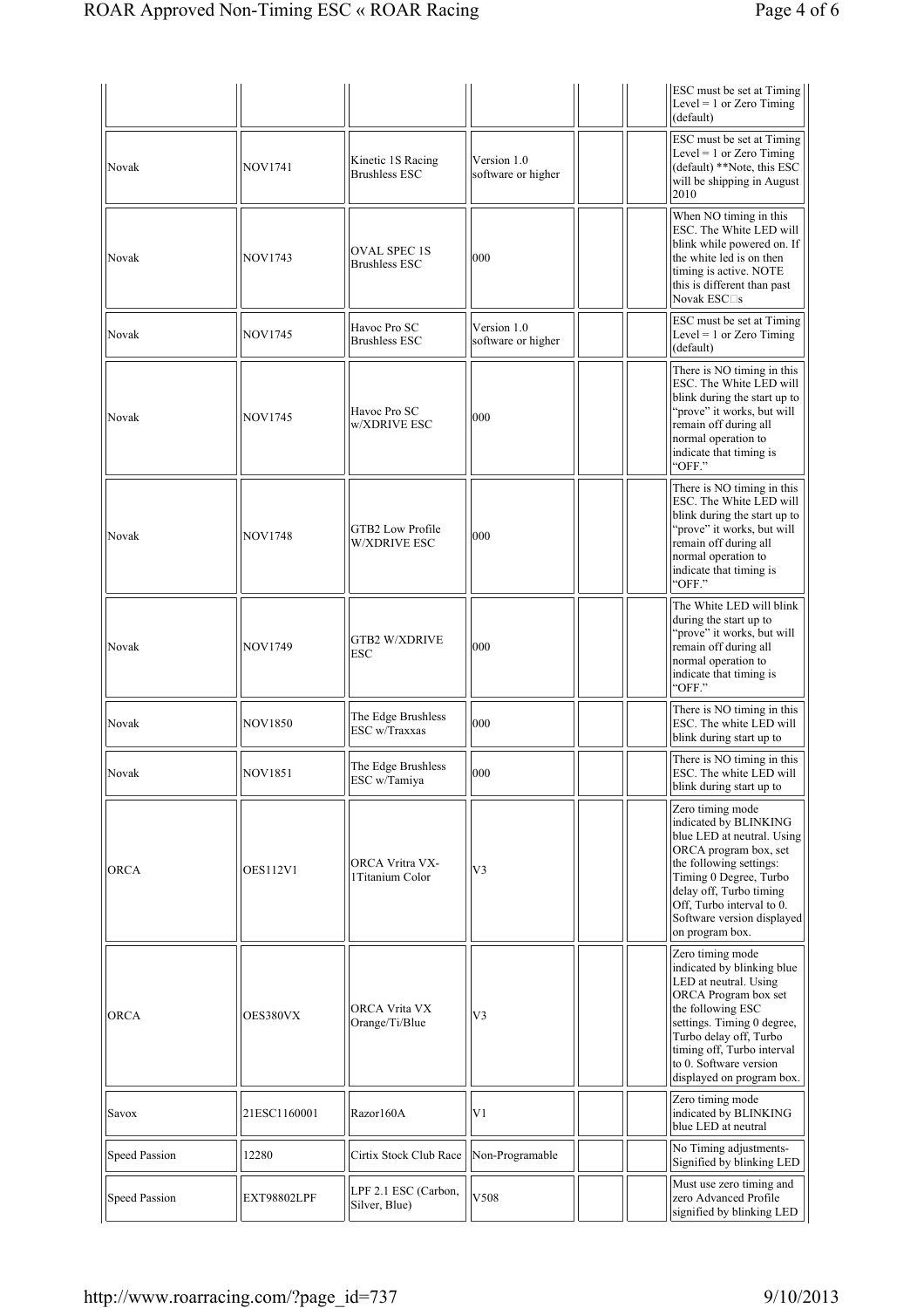| | | | | | | |
|---|---|---|---|---|---|---|
| | | | | | | ESC must be set at Timing Level = 1 or Zero Timing (default) |
| Novak | NOV1741 | Kinetic 1S Racing Brushless ESC | Version 1.0 software or higher | | | ESC must be set at Timing Level = 1 or Zero Timing (default) **Note, this ESC will be shipping in August 2010 |
| Novak | NOV1743 | OVAL SPEC 1S Brushless ESC | 000 | | | When NO timing in this ESC. The White LED will blink while powered on. If the white led is on then timing is active. NOTE this is different than past Novak ESC□s |
| Novak | NOV1745 | Havoc Pro SC Brushless ESC | Version 1.0 software or higher | | | ESC must be set at Timing Level = 1 or Zero Timing (default) |
| Novak | NOV1745 | Havoc Pro SC w/XDRIVE ESC | 000 | | | There is NO timing in this ESC. The White LED will blink during the start up to "prove" it works, but will remain off during all normal operation to indicate that timing is "OFF." |
| Novak | NOV1748 | GTB2 Low Profile W/XDRIVE ESC | 000 | | | There is NO timing in this ESC. The White LED will blink during the start up to "prove" it works, but will remain off during all normal operation to indicate that timing is "OFF." |
| Novak | NOV1749 | GTB2 W/XDRIVE ESC | 000 | | | The White LED will blink during the start up to "prove" it works, but will remain off during all normal operation to indicate that timing is "OFF." |
| Novak | NOV1850 | The Edge Brushless ESC w/Traxxas | 000 | | | There is NO timing in this ESC. The white LED will blink during start up to |
| Novak | NOV1851 | The Edge Brushless ESC w/Tamiya | 000 | | | There is NO timing in this ESC. The white LED will blink during start up to |
| ORCA | OES112V1 | ORCA Vritra VX-1Titanium Color | V3 | | | Zero timing mode indicated by BLINKING blue LED at neutral. Using ORCA program box, set the following settings: Timing 0 Degree, Turbo delay off, Turbo timing Off, Turbo interval to 0. Software version displayed on program box. |
| ORCA | OES380VX | ORCA Vrita VX Orange/Ti/Blue | V3 | | | Zero timing mode indicated by blinking blue LED at neutral. Using ORCA Program box set the following ESC settings. Timing 0 degree, Turbo delay off, Turbo timing off, Turbo interval to 0. Software version displayed on program box. |
| Savox | 21ESC1160001 | Razor160A | V1 | | | Zero timing mode indicated by BLINKING blue LED at neutral |
| Speed Passion | 12280 | Cirtix Stock Club Race | Non-Programable | | | No Timing adjustments- Signified by blinking LED |
| Speed Passion | EXT98802LPF | LPF 2.1 ESC (Carbon, Silver, Blue) | V508 | | | Must use zero timing and zero Advanced Profile signified by blinking LED |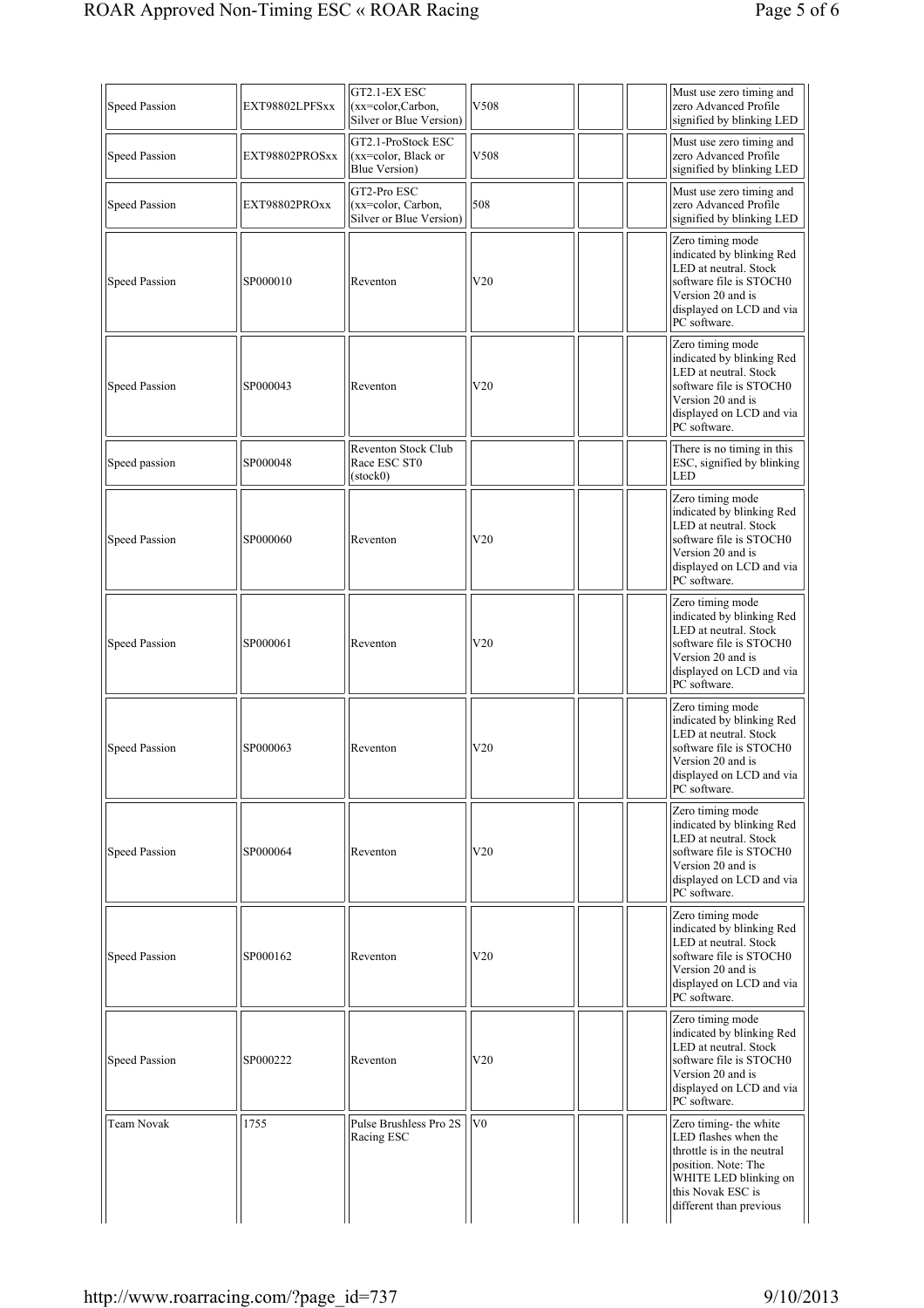| | | | | | | |
|---|---|---|---|---|---|---|
| Speed Passion | EXT98802LPFSxx | GT2.1-EX ESC (xx=color,Carbon, Silver or Blue Version) | V508 | | | Must use zero timing and zero Advanced Profile signified by blinking LED |
| Speed Passion | EXT98802PROSxx | GT2.1-ProStock ESC (xx=color, Black or Blue Version) | V508 | | | Must use zero timing and zero Advanced Profile signified by blinking LED |
| Speed Passion | EXT98802PROxx | GT2-Pro ESC (xx=color, Carbon, Silver or Blue Version) | 508 | | | Must use zero timing and zero Advanced Profile signified by blinking LED |
| Speed Passion | SP000010 | Reventon | V20 | | | Zero timing mode indicated by blinking Red LED at neutral. Stock software file is STOCH0 Version 20 and is displayed on LCD and via PC software. |
| Speed Passion | SP000043 | Reventon | V20 | | | Zero timing mode indicated by blinking Red LED at neutral. Stock software file is STOCH0 Version 20 and is displayed on LCD and via PC software. |
| Speed passion | SP000048 | Reventon Stock Club Race ESC ST0 (stock0) | | | | There is no timing in this ESC, signified by blinking LED |
| Speed Passion | SP000060 | Reventon | V20 | | | Zero timing mode indicated by blinking Red LED at neutral. Stock software file is STOCH0 Version 20 and is displayed on LCD and via PC software. |
| Speed Passion | SP000061 | Reventon | V20 | | | Zero timing mode indicated by blinking Red LED at neutral. Stock software file is STOCH0 Version 20 and is displayed on LCD and via PC software. |
| Speed Passion | SP000063 | Reventon | V20 | | | Zero timing mode indicated by blinking Red LED at neutral. Stock software file is STOCH0 Version 20 and is displayed on LCD and via PC software. |
| Speed Passion | SP000064 | Reventon | V20 | | | Zero timing mode indicated by blinking Red LED at neutral. Stock software file is STOCH0 Version 20 and is displayed on LCD and via PC software. |
| Speed Passion | SP000162 | Reventon | V20 | | | Zero timing mode indicated by blinking Red LED at neutral. Stock software file is STOCH0 Version 20 and is displayed on LCD and via PC software. |
| Speed Passion | SP000222 | Reventon | V20 | | | Zero timing mode indicated by blinking Red LED at neutral. Stock software file is STOCH0 Version 20 and is displayed on LCD and via PC software. |
| Team Novak | 1755 | Pulse Brushless Pro 2S Racing ESC | V0 | | | Zero timing- the white LED flashes when the throttle is in the neutral position. Note: The WHITE LED blinking on this Novak ESC is different than previous |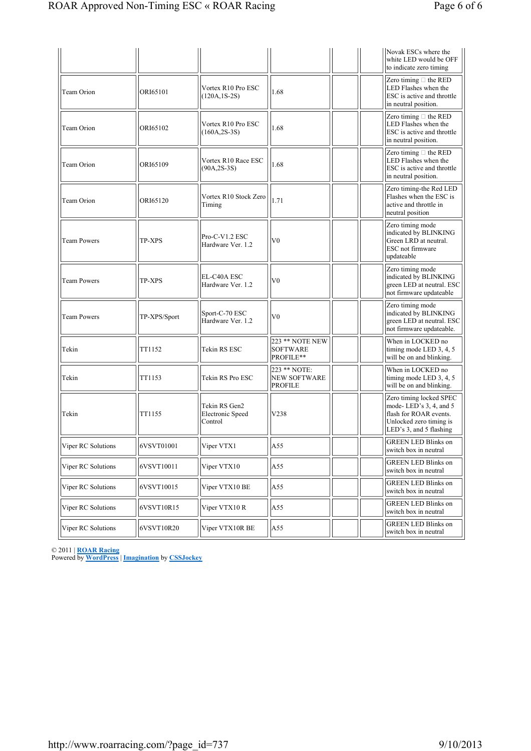| | | | | | | |
|---|---|---|---|---|---|---|
| | | | | | | Novak ESCs where the white LED would be OFF to indicate zero timing |
| Team Orion | ORI65101 | Vortex R10 Pro ESC (120A,1S-2S) | 1.68 | | | Zero timing  the RED LED Flashes when the ESC is active and throttle in neutral position. |
| Team Orion | ORI65102 | Vortex R10 Pro ESC (160A,2S-3S) | 1.68 | | | Zero timing  the RED LED Flashes when the ESC is active and throttle in neutral position. |
| Team Orion | ORI65109 | Vortex R10 Race ESC (90A,2S-3S) | 1.68 | | | Zero timing  the RED LED Flashes when the ESC is active and throttle in neutral position. |
| Team Orion | ORI65120 | Vortex R10 Stock Zero Timing | 1.71 | | | Zero timing-the Red LED Flashes when the ESC is active and throttle in neutral position |
| Team Powers | TP-XPS | Pro-C-V1.2 ESC Hardware Ver. 1.2 | V0 | | | Zero timing mode indicated by BLINKING Green LRD at neutral. ESC not firmware updateable |
| Team Powers | TP-XPS | EL-C40A ESC Hardware Ver. 1.2 | V0 | | | Zero timing mode indicated by BLINKING green LED at neutral. ESC not firmware updateable |
| Team Powers | TP-XPS/Sport | Sport-C-70 ESC Hardware Ver. 1.2 | V0 | | | Zero timing mode indicated by BLINKING green LED at neutral. ESC not firmware updateable. |
| Tekin | TT1152 | Tekin RS ESC | 223 ** NOTE NEW SOFTWARE PROFILE** | | | When in LOCKED no timing mode LED 3, 4, 5 will be on and blinking. |
| Tekin | TT1153 | Tekin RS Pro ESC | 223 ** NOTE: NEW SOFTWARE PROFILE | | | When in LOCKED no timing mode LED 3, 4, 5 will be on and blinking. |
| Tekin | TT1155 | Tekin RS Gen2 Electronic Speed Control | V238 | | | Zero timing locked SPEC mode- LED's 3, 4, and 5 flash for ROAR events. Unlocked zero timing is LED's 3, and 5 flashing |
| Viper RC Solutions | 6VSVT01001 | Viper VTX1 | A55 | | | GREEN LED Blinks on switch box in neutral |
| Viper RC Solutions | 6VSVT10011 | Viper VTX10 | A55 | | | GREEN LED Blinks on switch box in neutral |
| Viper RC Solutions | 6VSVT10015 | Viper VTX10 BE | A55 | | | GREEN LED Blinks on switch box in neutral |
| Viper RC Solutions | 6VSVT10R15 | Viper VTX10 R | A55 | | | GREEN LED Blinks on switch box in neutral |
| Viper RC Solutions | 6VSVT10R20 | Viper VTX10R BE | A55 | | | GREEN LED Blinks on switch box in neutral |

© 2011 | **ROAR Racing**
Powered by **WordPress** | **Imagination** by **CSSJockey**